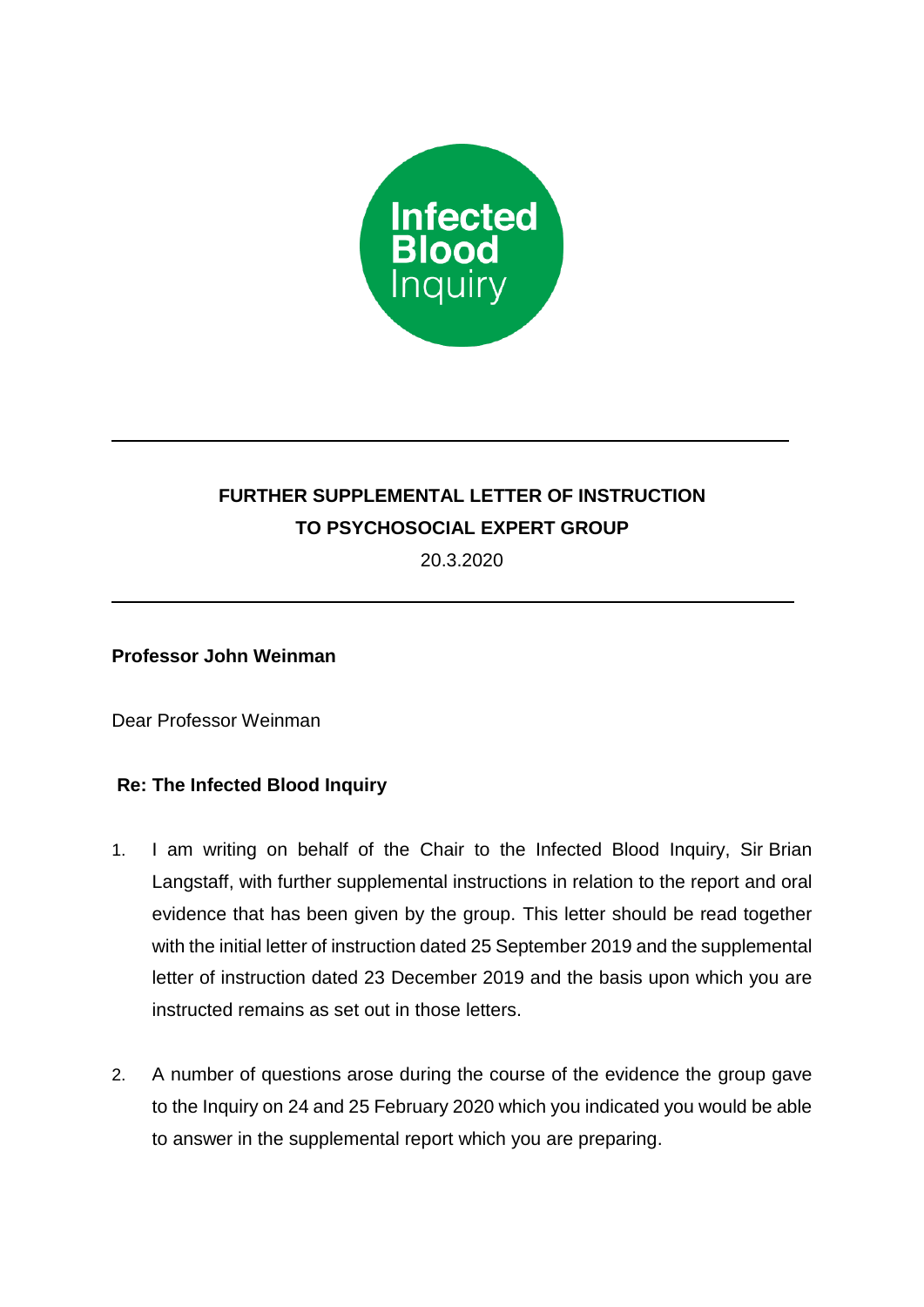**FURTHER SUPPLEMENTAL LETTER OF INSTRUCTION TO PSYCHOSOCIAL EXPERT GROUP**

20.3.2020

**Professor John Weinman**

Dear Professor Weinman

**Re: The Infected Blood Inquiry**

1. I am writing on behalf of the Chair to the Infected Blood Inquiry, Sir Brian Langstaff, with further supplemental instructions in relation to the report and oral evidence that has been given by the group. This letter should be read together with the initial letter of instruction dated 25 September 2019 and the supplemental letter of instruction dated 23 December 2019 and the basis upon which you are instructed remains as set out in those letters.

2. A number of questions arose during the course of the evidence the group gave to the Inquiry on 24 and 25 February 2020 which you indicated you would be able to answer in the supplemental report which you are preparing.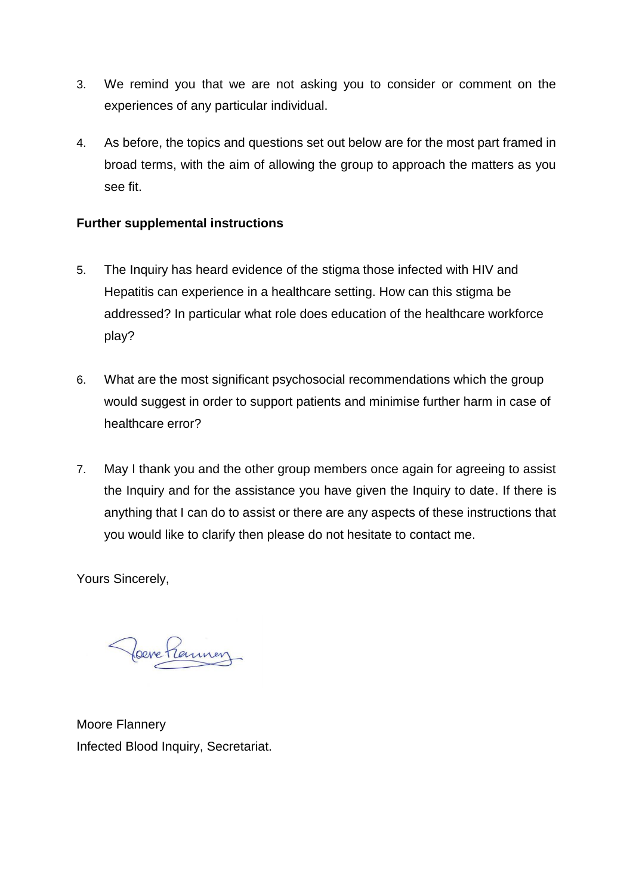3. We remind you that we are not asking you to consider or comment on the experiences of any particular individual.

4. As before, the topics and questions set out below are for the most part framed in broad terms, with the aim of allowing the group to approach the matters as you see fit.

**Further supplemental instructions**

5. The Inquiry has heard evidence of the stigma those infected with HIV and Hepatitis can experience in a healthcare setting. How can this stigma be addressed? In particular what role does education of the healthcare workforce play?

6. What are the most significant psychosocial recommendations which the group would suggest in order to support patients and minimise further harm in case of healthcare error?

7. May I thank you and the other group members once again for agreeing to assist the Inquiry and for the assistance you have given the Inquiry to date. If there is anything that I can do to assist or there are any aspects of these instructions that you would like to clarify then please do not hesitate to contact me.

Yours Sincerely,

Moore Flannery
Infected Blood Inquiry, Secretariat.